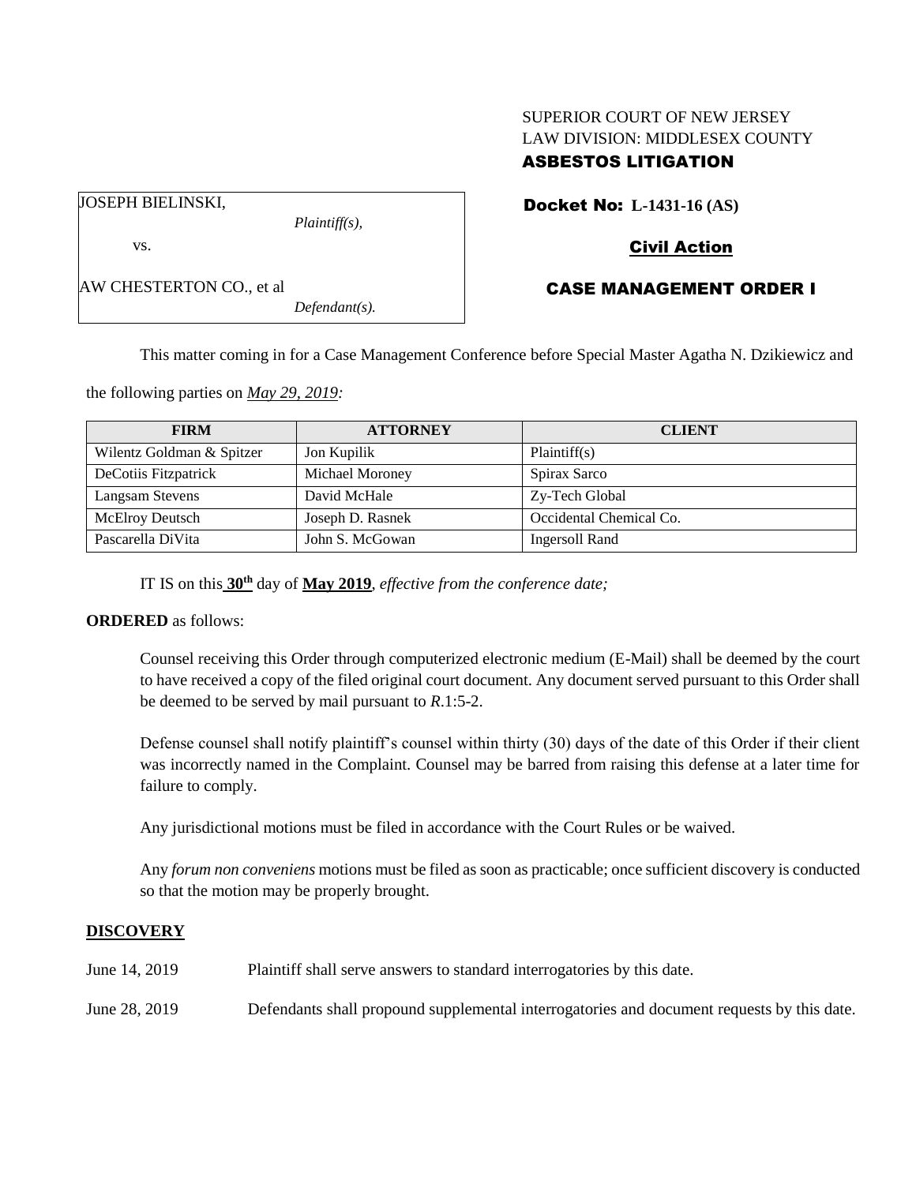SUPERIOR COURT OF NEW JERSEY
LAW DIVISION: MIDDLESEX COUNTY
**ASBESTOS LITIGATION**

JOSEPH BIELINSKI,
*Plaintiff(s),*
vs.
AW CHESTERTON CO., et al
*Defendant(s).*

**Docket No: L-1431-16 (AS)**

**Civil Action**

**CASE MANAGEMENT ORDER I**

This matter coming in for a Case Management Conference before Special Master Agatha N. Dzikiewicz and the following parties on *May 29, 2019:*

| FIRM | ATTORNEY | CLIENT |
|---|---|---|
| Wilentz Goldman & Spitzer | Jon Kupilik | Plaintiff(s) |
| DeCotiis Fitzpatrick | Michael Moroney | Spirax Sarco |
| Langsam Stevens | David McHale | Zy-Tech Global |
| McElroy Deutsch | Joseph D. Rasnek | Occidental Chemical Co. |
| Pascarella DiVita | John S. McGowan | Ingersoll Rand |

IT IS on this **30th** day of **May 2019**, *effective from the conference date;*

**ORDERED** as follows:

Counsel receiving this Order through computerized electronic medium (E-Mail) shall be deemed by the court to have received a copy of the filed original court document. Any document served pursuant to this Order shall be deemed to be served by mail pursuant to *R*.1:5-2.

Defense counsel shall notify plaintiff's counsel within thirty (30) days of the date of this Order if their client was incorrectly named in the Complaint. Counsel may be barred from raising this defense at a later time for failure to comply.

Any jurisdictional motions must be filed in accordance with the Court Rules or be waived.

Any *forum non conveniens* motions must be filed as soon as practicable; once sufficient discovery is conducted so that the motion may be properly brought.

**DISCOVERY**

June 14, 2019 Plaintiff shall serve answers to standard interrogatories by this date.

June 28, 2019 Defendants shall propound supplemental interrogatories and document requests by this date.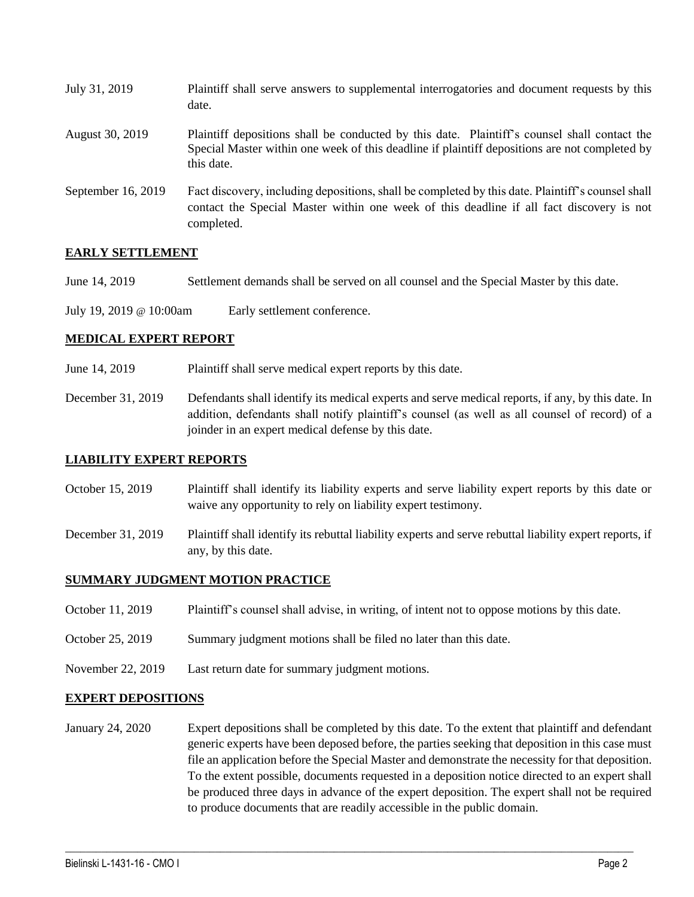| | |
|---|---|
| July 31, 2019 | Plaintiff shall serve answers to supplemental interrogatories and document requests by this date. |
| August 30, 2019 | Plaintiff depositions shall be conducted by this date. Plaintiff's counsel shall contact the Special Master within one week of this deadline if plaintiff depositions are not completed by this date. |
| September 16, 2019 | Fact discovery, including depositions, shall be completed by this date. Plaintiff's counsel shall contact the Special Master within one week of this deadline if all fact discovery is not completed. |

## **EARLY SETTLEMENT**

| | |
|---|---|
| June 14, 2019 | Settlement demands shall be served on all counsel and the Special Master by this date. |
| July 19, 2019 @ 10:00am | Early settlement conference. |

## **MEDICAL EXPERT REPORT**

| | |
|---|---|
| June 14, 2019 | Plaintiff shall serve medical expert reports by this date. |
| December 31, 2019 | Defendants shall identify its medical experts and serve medical reports, if any, by this date. In addition, defendants shall notify plaintiff's counsel (as well as all counsel of record) of a joinder in an expert medical defense by this date. |

## **LIABILITY EXPERT REPORTS**

| | |
|---|---|
| October 15, 2019 | Plaintiff shall identify its liability experts and serve liability expert reports by this date or waive any opportunity to rely on liability expert testimony. |
| December 31, 2019 | Plaintiff shall identify its rebuttal liability experts and serve rebuttal liability expert reports, if any, by this date. |

## **SUMMARY JUDGMENT MOTION PRACTICE**

| | |
|---|---|
| October 11, 2019 | Plaintiff's counsel shall advise, in writing, of intent not to oppose motions by this date. |
| October 25, 2019 | Summary judgment motions shall be filed no later than this date. |
| November 22, 2019 | Last return date for summary judgment motions. |

## **EXPERT DEPOSITIONS**

| | |
|---|---|
| January 24, 2020 | Expert depositions shall be completed by this date. To the extent that plaintiff and defendant generic experts have been deposed before, the parties seeking that deposition in this case must file an application before the Special Master and demonstrate the necessity for that deposition. To the extent possible, documents requested in a deposition notice directed to an expert shall be produced three days in advance of the expert deposition. The expert shall not be required to produce documents that are readily accessible in the public domain. |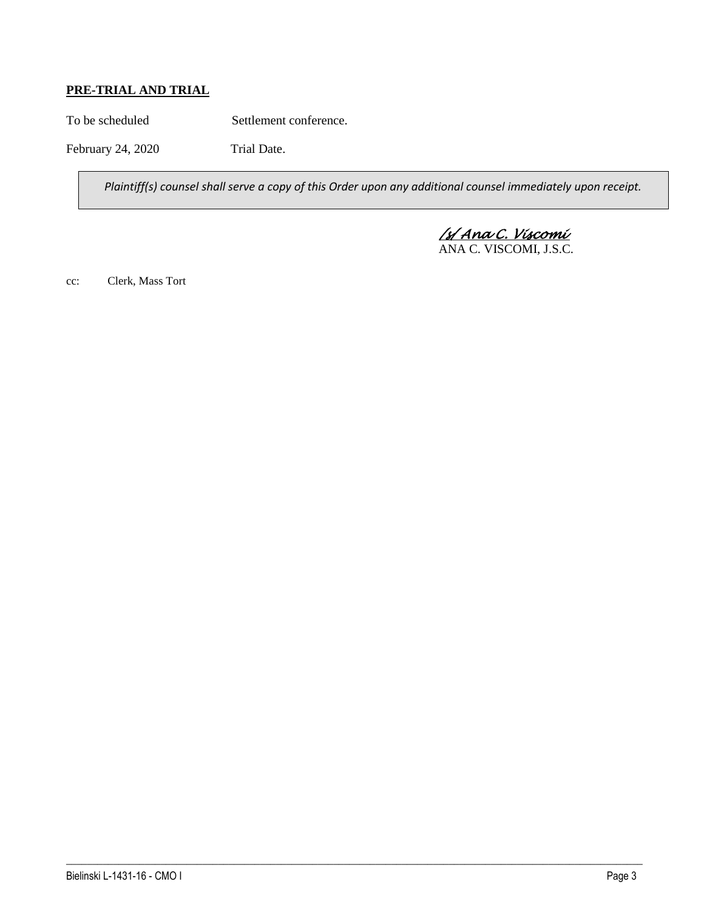**PRE-TRIAL AND TRIAL**

| | |
|---|---|
| To be scheduled | Settlement conference. |
| February 24, 2020 | Trial Date. |

*Plaintiff(s) counsel shall serve a copy of this Order upon any additional counsel immediately upon receipt.*

/s/ Ana C. Viscomi
ANA C. VISCOMI, J.S.C.

cc: Clerk, Mass Tort